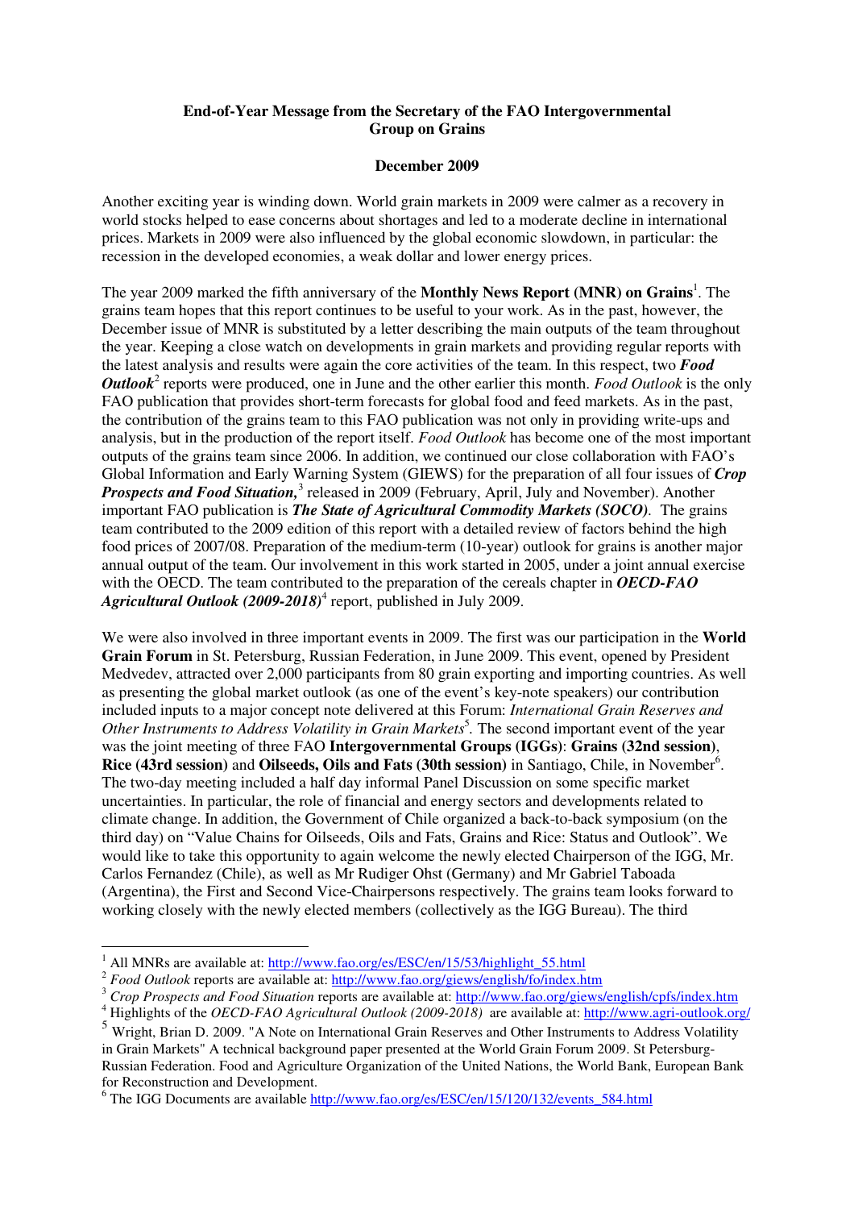**End-of-Year Message from the Secretary of the FAO Intergovernmental Group on Grains**

**December 2009**

Another exciting year is winding down. World grain markets in 2009 were calmer as a recovery in world stocks helped to ease concerns about shortages and led to a moderate decline in international prices. Markets in 2009 were also influenced by the global economic slowdown, in particular: the recession in the developed economies, a weak dollar and lower energy prices.

The year 2009 marked the fifth anniversary of the **Monthly News Report (MNR) on Grains**[1]. The grains team hopes that this report continues to be useful to your work. As in the past, however, the December issue of MNR is substituted by a letter describing the main outputs of the team throughout the year. Keeping a close watch on developments in grain markets and providing regular reports with the latest analysis and results were again the core activities of the team. In this respect, two ***Food Outlook***[2] reports were produced, one in June and the other earlier this month. *Food Outlook* is the only FAO publication that provides short-term forecasts for global food and feed markets. As in the past, the contribution of the grains team to this FAO publication was not only in providing write-ups and analysis, but in the production of the report itself. *Food Outlook* has become one of the most important outputs of the grains team since 2006. In addition, we continued our close collaboration with FAO's Global Information and Early Warning System (GIEWS) for the preparation of all four issues of ***Crop Prospects and Food Situation,***[3] released in 2009 (February, April, July and November). Another important FAO publication is ***The State of Agricultural Commodity Markets (SOCO)***. The grains team contributed to the 2009 edition of this report with a detailed review of factors behind the high food prices of 2007/08. Preparation of the medium-term (10-year) outlook for grains is another major annual output of the team. Our involvement in this work started in 2005, under a joint annual exercise with the OECD. The team contributed to the preparation of the cereals chapter in ***OECD-FAO Agricultural Outlook (2009-2018)***[4] report, published in July 2009.

We were also involved in three important events in 2009. The first was our participation in the **World Grain Forum** in St. Petersburg, Russian Federation, in June 2009. This event, opened by President Medvedev, attracted over 2,000 participants from 80 grain exporting and importing countries. As well as presenting the global market outlook (as one of the event's key-note speakers) our contribution included inputs to a major concept note delivered at this Forum: *International Grain Reserves and Other Instruments to Address Volatility in Grain Markets*[5]. The second important event of the year was the joint meeting of three FAO **Intergovernmental Groups (IGGs)**: **Grains (32nd session)**, **Rice (43rd session)** and **Oilseeds, Oils and Fats (30th session)** in Santiago, Chile, in November[6]. The two-day meeting included a half day informal Panel Discussion on some specific market uncertainties. In particular, the role of financial and energy sectors and developments related to climate change. In addition, the Government of Chile organized a back-to-back symposium (on the third day) on "Value Chains for Oilseeds, Oils and Fats, Grains and Rice: Status and Outlook". We would like to take this opportunity to again welcome the newly elected Chairperson of the IGG, Mr. Carlos Fernandez (Chile), as well as Mr Rudiger Ohst (Germany) and Mr Gabriel Taboada (Argentina), the First and Second Vice-Chairpersons respectively. The grains team looks forward to working closely with the newly elected members (collectively as the IGG Bureau). The third

---

[1] All MNRs are available at: http://www.fao.org/es/ESC/en/15/53/highlight_55.html

[2] *Food Outlook* reports are available at: http://www.fao.org/giews/english/fo/index.htm

[3] *Crop Prospects and Food Situation* reports are available at: http://www.fao.org/giews/english/cpfs/index.htm

[4] Highlights of the *OECD-FAO Agricultural Outlook (2009-2018)* are available at: http://www.agri-outlook.org/

[5] Wright, Brian D. 2009. "A Note on International Grain Reserves and Other Instruments to Address Volatility in Grain Markets" A technical background paper presented at the World Grain Forum 2009. St Petersburg-Russian Federation. Food and Agriculture Organization of the United Nations, the World Bank, European Bank for Reconstruction and Development.

[6] The IGG Documents are available http://www.fao.org/es/ESC/en/15/120/132/events_584.html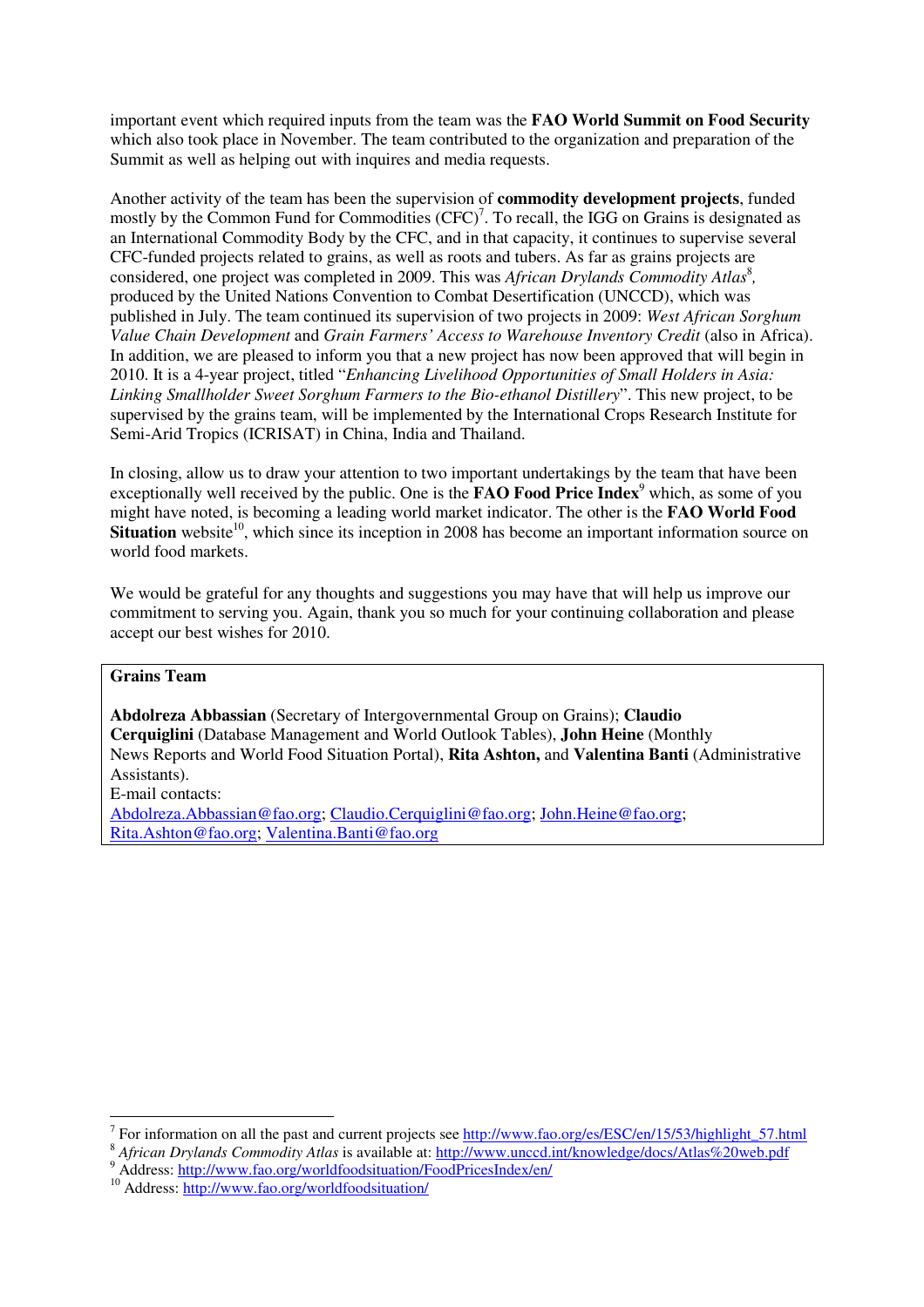important event which required inputs from the team was the **FAO World Summit on Food Security** which also took place in November. The team contributed to the organization and preparation of the Summit as well as helping out with inquires and media requests.

Another activity of the team has been the supervision of **commodity development projects**, funded mostly by the Common Fund for Commodities (CFC)[7]. To recall, the IGG on Grains is designated as an International Commodity Body by the CFC, and in that capacity, it continues to supervise several CFC-funded projects related to grains, as well as roots and tubers. As far as grains projects are considered, one project was completed in 2009. This was *African Drylands Commodity Atlas*[8], produced by the United Nations Convention to Combat Desertification (UNCCD), which was published in July. The team continued its supervision of two projects in 2009: *West African Sorghum Value Chain Development* and *Grain Farmers' Access to Warehouse Inventory Credit* (also in Africa). In addition, we are pleased to inform you that a new project has now been approved that will begin in 2010. It is a 4-year project, titled "*Enhancing Livelihood Opportunities of Small Holders in Asia: Linking Smallholder Sweet Sorghum Farmers to the Bio-ethanol Distillery*". This new project, to be supervised by the grains team, will be implemented by the International Crops Research Institute for Semi-Arid Tropics (ICRISAT) in China, India and Thailand.

In closing, allow us to draw your attention to two important undertakings by the team that have been exceptionally well received by the public. One is the **FAO Food Price Index**[9] which, as some of you might have noted, is becoming a leading world market indicator. The other is the **FAO World Food Situation** website[10], which since its inception in 2008 has become an important information source on world food markets.

We would be grateful for any thoughts and suggestions you may have that will help us improve our commitment to serving you. Again, thank you so much for your continuing collaboration and please accept our best wishes for 2010.

**Grains Team**

**Abdolreza Abbassian** (Secretary of Intergovernmental Group on Grains); **Claudio Cerquiglini** (Database Management and World Outlook Tables), **John Heine** (Monthly News Reports and World Food Situation Portal), **Rita Ashton,** and **Valentina Banti** (Administrative Assistants).
E-mail contacts:
Abdolreza.Abbassian@fao.org; Claudio.Cerquiglini@fao.org; John.Heine@fao.org; Rita.Ashton@fao.org; Valentina.Banti@fao.org

---

[7] For information on all the past and current projects see http://www.fao.org/es/ESC/en/15/53/highlight_57.html
[8] *African Drylands Commodity Atlas* is available at: http://www.unccd.int/knowledge/docs/Atlas%20web.pdf
[9] Address: http://www.fao.org/worldfoodsituation/FoodPricesIndex/en/
[10] Address: http://www.fao.org/worldfoodsituation/